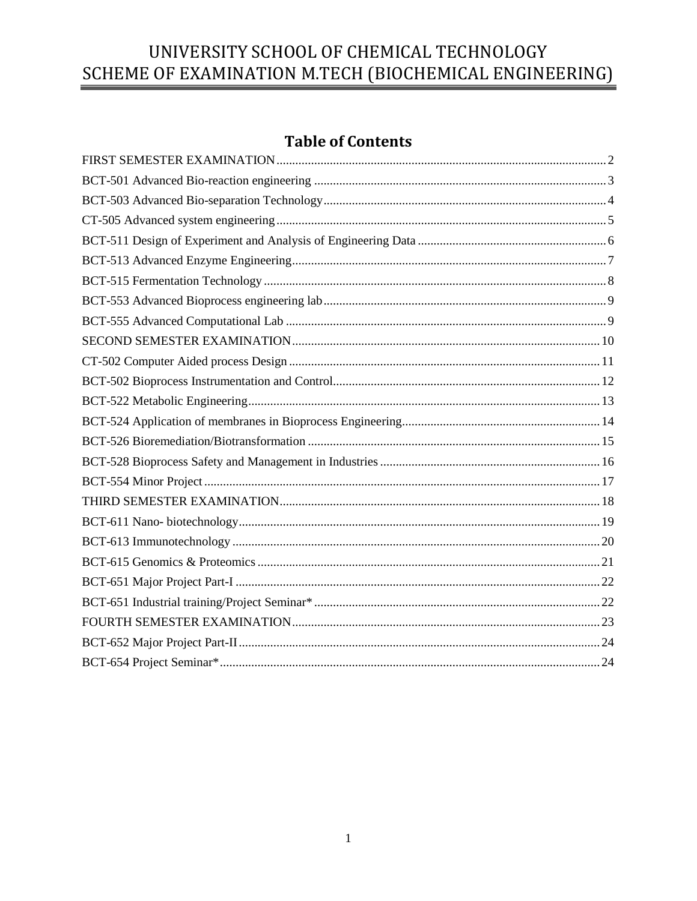# UNIVERSITY SCHOOL OF CHEMICAL TECHNOLOGY
# SCHEME OF EXAMINATION M.TECH (BIOCHEMICAL ENGINEERING)

## Table of Contents

FIRST SEMESTER EXAMINATION........................................................................................................2
BCT-501 Advanced Bio-reaction engineering ............................................................................................3
BCT-503 Advanced Bio-separation Technology.........................................................................................4
CT-505 Advanced system engineering........................................................................................................5
BCT-511 Design of Experiment and Analysis of Engineering Data ...........................................................6
BCT-513 Advanced Enzyme Engineering...................................................................................................7
BCT-515 Fermentation Technology............................................................................................................8
BCT-553 Advanced Bioprocess engineering lab.........................................................................................9
BCT-555 Advanced Computational Lab .....................................................................................................9
SECOND SEMESTER EXAMINATION.................................................................................................10
CT-502 Computer Aided process Design..................................................................................................11
BCT-502 Bioprocess Instrumentation and Control....................................................................................12
BCT-522 Metabolic Engineering...............................................................................................................13
BCT-524 Application of membranes in Bioprocess Engineering..............................................................14
BCT-526 Bioremediation/Biotransformation ............................................................................................15
BCT-528 Bioprocess Safety and Management in Industries .....................................................................16
BCT-554 Minor Project.............................................................................................................................17
THIRD SEMESTER EXAMINATION.....................................................................................................18
BCT-611 Nano- biotechnology..................................................................................................................19
BCT-613 Immunotechnology....................................................................................................................20
BCT-615 Genomics & Proteomics............................................................................................................21
BCT-651 Major Project Part-I ...................................................................................................................22
BCT-651 Industrial training/Project Seminar*...........................................................................................22
FOURTH SEMESTER EXAMINATION.................................................................................................23
BCT-652 Major Project Part-II..................................................................................................................24
BCT-654 Project Seminar*........................................................................................................................24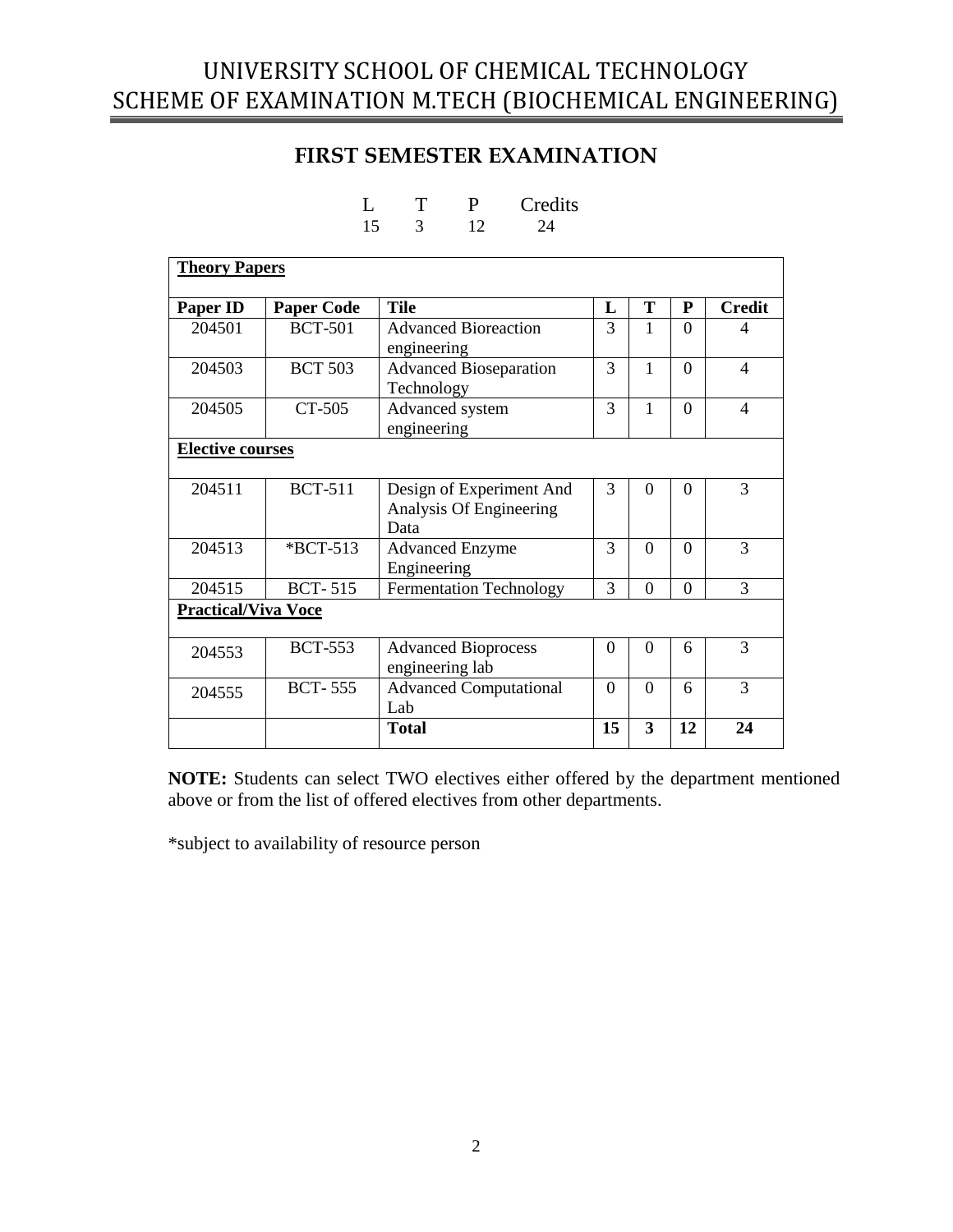# UNIVERSITY SCHOOL OF CHEMICAL TECHNOLOGY
# SCHEME OF EXAMINATION M.TECH (BIOCHEMICAL ENGINEERING)

## FIRST SEMESTER EXAMINATION

| L | T | P | Credits |
|---|---|---|---|
| 15 | 3 | 12 | 24 |

| **Theory Papers** | | | | | | |
|---|---|---|---|---|---|---|
| **Paper ID** | **Paper Code** | **Tile** | **L** | **T** | **P** | **Credit** |
| 204501 | BCT-501 | Advanced Bioreaction engineering | 3 | 1 | 0 | 4 |
| 204503 | BCT 503 | Advanced Bioseparation Technology | 3 | 1 | 0 | 4 |
| 204505 | CT-505 | Advanced system engineering | 3 | 1 | 0 | 4 |
| **Elective courses** | | | | | | |
| 204511 | BCT-511 | Design of Experiment And Analysis Of Engineering Data | 3 | 0 | 0 | 3 |
| 204513 | *BCT-513 | Advanced Enzyme Engineering | 3 | 0 | 0 | 3 |
| 204515 | BCT- 515 | Fermentation Technology | 3 | 0 | 0 | 3 |
| **Practical/Viva Voce** | | | | | | |
| 204553 | BCT-553 | Advanced Bioprocess engineering lab | 0 | 0 | 6 | 3 |
| 204555 | BCT- 555 | Advanced Computational Lab | 0 | 0 | 6 | 3 |
| | | **Total** | **15** | **3** | **12** | **24** |

**NOTE:** Students can select TWO electives either offered by the department mentioned above or from the list of offered electives from other departments.

*subject to availability of resource person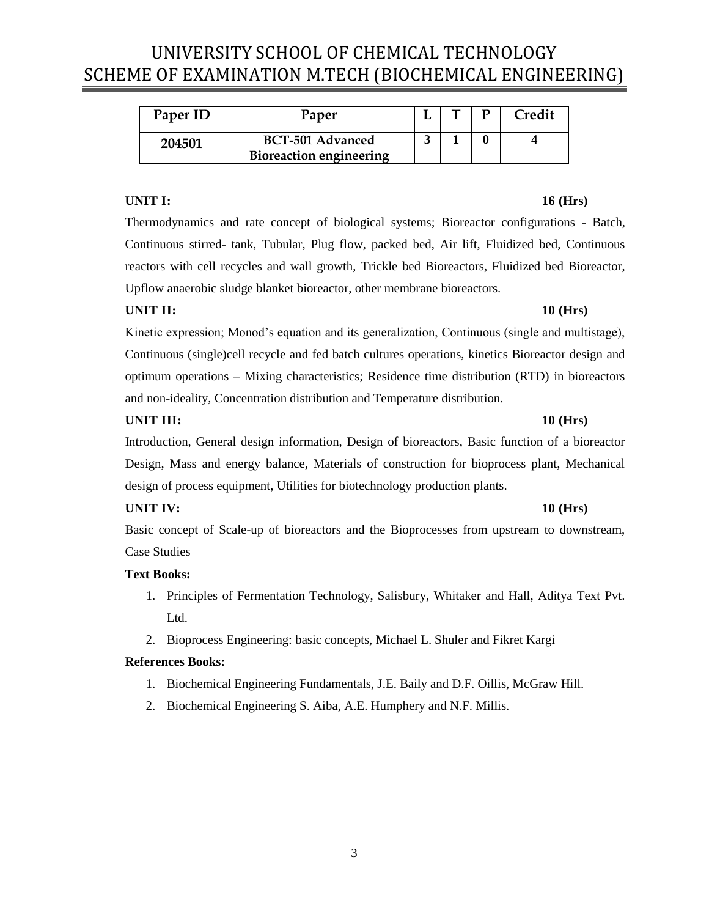# UNIVERSITY SCHOOL OF CHEMICAL TECHNOLOGY
## SCHEME OF EXAMINATION M.TECH (BIOCHEMICAL ENGINEERING)

| Paper ID | Paper | L | T | P | Credit |
|---|---|---|---|---|---|
| 204501 | BCT-501 Advanced Bioreaction engineering | 3 | 1 | 0 | 4 |

**UNIT I:** **16 (Hrs)**

Thermodynamics and rate concept of biological systems; Bioreactor configurations - Batch, Continuous stirred- tank, Tubular, Plug flow, packed bed, Air lift, Fluidized bed, Continuous reactors with cell recycles and wall growth, Trickle bed Bioreactors, Fluidized bed Bioreactor, Upflow anaerobic sludge blanket bioreactor, other membrane bioreactors.

**UNIT II:** **10 (Hrs)**

Kinetic expression; Monod's equation and its generalization, Continuous (single and multistage), Continuous (single)cell recycle and fed batch cultures operations, kinetics Bioreactor design and optimum operations – Mixing characteristics; Residence time distribution (RTD) in bioreactors and non-ideality, Concentration distribution and Temperature distribution.

**UNIT III:** **10 (Hrs)**

Introduction, General design information, Design of bioreactors, Basic function of a bioreactor Design, Mass and energy balance, Materials of construction for bioprocess plant, Mechanical design of process equipment, Utilities for biotechnology production plants.

**UNIT IV:** **10 (Hrs)**

Basic concept of Scale-up of bioreactors and the Bioprocesses from upstream to downstream, Case Studies

**Text Books:**

1. Principles of Fermentation Technology, Salisbury, Whitaker and Hall, Aditya Text Pvt. Ltd.
2. Bioprocess Engineering: basic concepts, Michael L. Shuler and Fikret Kargi

**References Books:**

1. Biochemical Engineering Fundamentals, J.E. Baily and D.F. Oillis, McGraw Hill.
2. Biochemical Engineering S. Aiba, A.E. Humphery and N.F. Millis.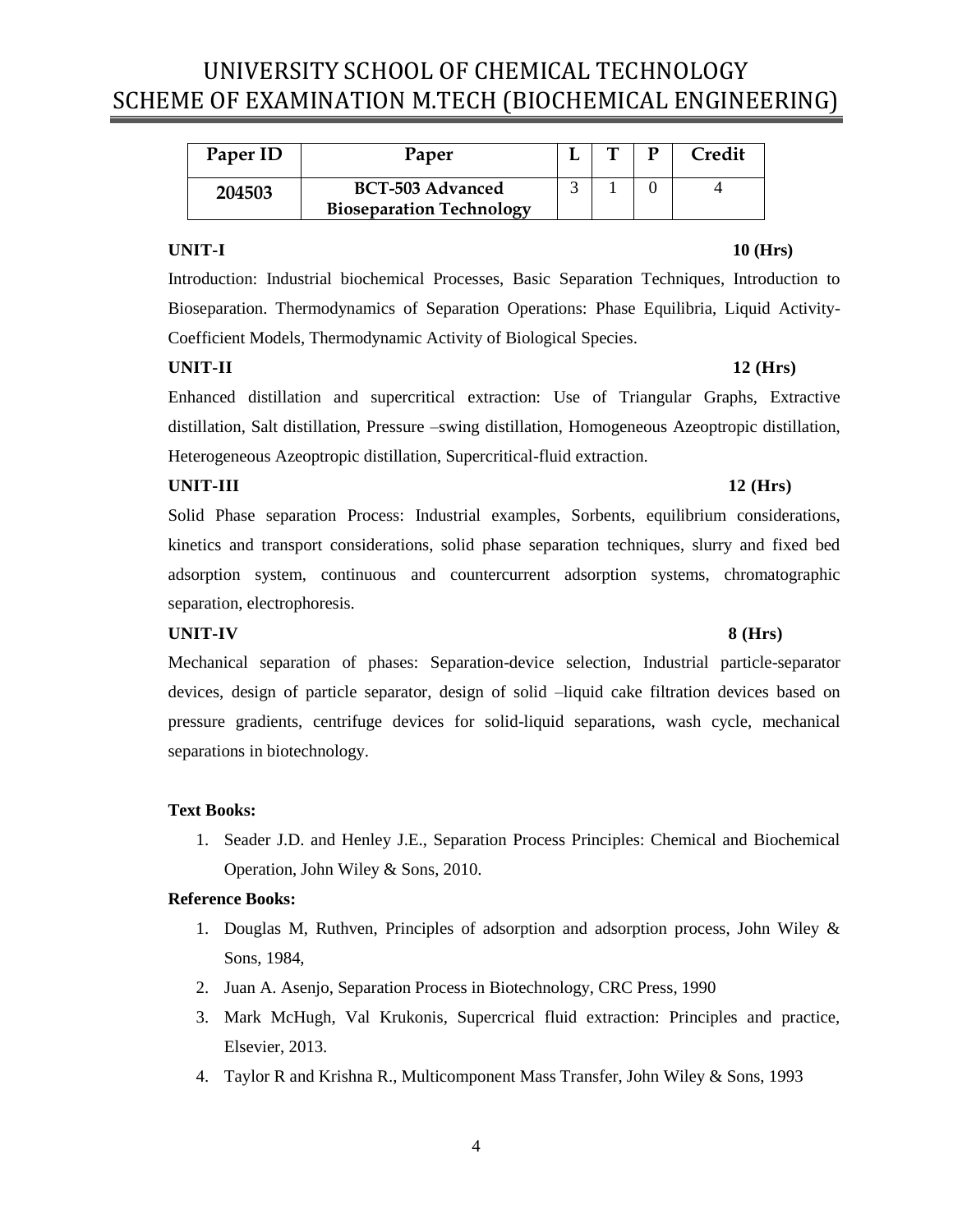# UNIVERSITY SCHOOL OF CHEMICAL TECHNOLOGY
## SCHEME OF EXAMINATION M.TECH (BIOCHEMICAL ENGINEERING)

| Paper ID | Paper | L | T | P | Credit |
|---|---|---|---|---|---|
| 204503 | BCT-503 Advanced Bioseparation Technology | 3 | 1 | 0 | 4 |

**UNIT-I** **10 (Hrs)**

Introduction: Industrial biochemical Processes, Basic Separation Techniques, Introduction to Bioseparation. Thermodynamics of Separation Operations: Phase Equilibria, Liquid Activity-Coefficient Models, Thermodynamic Activity of Biological Species.

**UNIT-II** **12 (Hrs)**

Enhanced distillation and supercritical extraction: Use of Triangular Graphs, Extractive distillation, Salt distillation, Pressure –swing distillation, Homogeneous Azeoptropic distillation, Heterogeneous Azeoptropic distillation, Supercritical-fluid extraction.

**UNIT-III** **12 (Hrs)**

Solid Phase separation Process: Industrial examples, Sorbents, equilibrium considerations, kinetics and transport considerations, solid phase separation techniques, slurry and fixed bed adsorption system, continuous and countercurrent adsorption systems, chromatographic separation, electrophoresis.

**UNIT-IV** **8 (Hrs)**

Mechanical separation of phases: Separation-device selection, Industrial particle-separator devices, design of particle separator, design of solid –liquid cake filtration devices based on pressure gradients, centrifuge devices for solid-liquid separations, wash cycle, mechanical separations in biotechnology.

**Text Books:**

1. Seader J.D. and Henley J.E., Separation Process Principles: Chemical and Biochemical Operation, John Wiley & Sons, 2010.

**Reference Books:**

1. Douglas M, Ruthven, Principles of adsorption and adsorption process, John Wiley & Sons, 1984,
2. Juan A. Asenjo, Separation Process in Biotechnology, CRC Press, 1990
3. Mark McHugh, Val Krukonis, Supercrical fluid extraction: Principles and practice, Elsevier, 2013.
4. Taylor R and Krishna R., Multicomponent Mass Transfer, John Wiley & Sons, 1993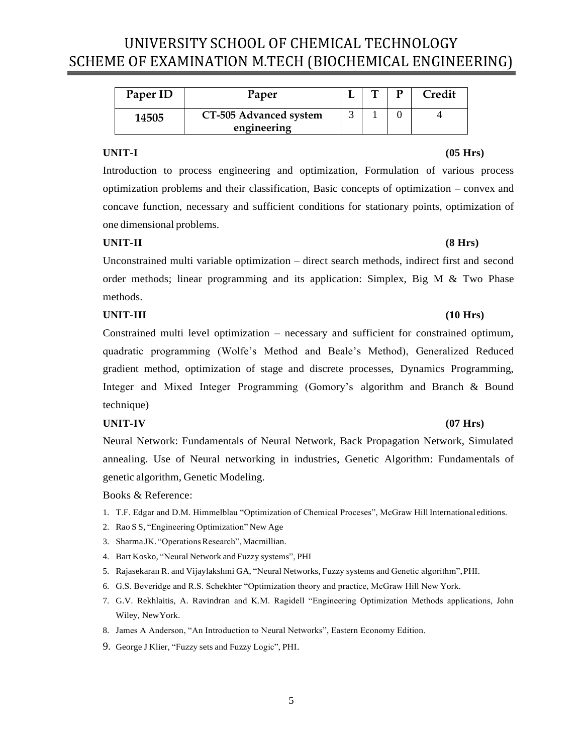# UNIVERSITY SCHOOL OF CHEMICAL TECHNOLOGY
# SCHEME OF EXAMINATION M.TECH (BIOCHEMICAL ENGINEERING)

| Paper ID | Paper | L | T | P | Credit |
|---|---|---|---|---|---|
| 14505 | CT-505 Advanced system engineering | 3 | 1 | 0 | 4 |

**UNIT-I** **(05 Hrs)**

Introduction to process engineering and optimization, Formulation of various process optimization problems and their classification, Basic concepts of optimization – convex and concave function, necessary and sufficient conditions for stationary points, optimization of one dimensional problems.

**UNIT-II** **(8 Hrs)**

Unconstrained multi variable optimization – direct search methods, indirect first and second order methods; linear programming and its application: Simplex, Big M & Two Phase methods.

**UNIT-III** **(10 Hrs)**

Constrained multi level optimization – necessary and sufficient for constrained optimum, quadratic programming (Wolfe's Method and Beale's Method), Generalized Reduced gradient method, optimization of stage and discrete processes, Dynamics Programming, Integer and Mixed Integer Programming (Gomory's algorithm and Branch & Bound technique)

**UNIT-IV** **(07 Hrs)**

Neural Network: Fundamentals of Neural Network, Back Propagation Network, Simulated annealing. Use of Neural networking in industries, Genetic Algorithm: Fundamentals of genetic algorithm, Genetic Modeling.

Books & Reference:

1. T.F. Edgar and D.M. Himmelblau "Optimization of Chemical Proceses", McGraw Hill International editions.
2. Rao S S, "Engineering Optimization" New Age
3. Sharma JK. "Operations Research", Macmillian.
4. Bart Kosko, "Neural Network and Fuzzy systems", PHI
5. Rajasekaran R. and Vijaylakshmi GA, "Neural Networks, Fuzzy systems and Genetic algorithm", PHI.
6. G.S. Beveridge and R.S. Schekhter "Optimization theory and practice, McGraw Hill New York.
7. G.V. Rekhlaitis, A. Ravindran and K.M. Ragidell "Engineering Optimization Methods applications, John Wiley, New York.
8. James A Anderson, "An Introduction to Neural Networks", Eastern Economy Edition.
9. George J Klier, "Fuzzy sets and Fuzzy Logic", PHI.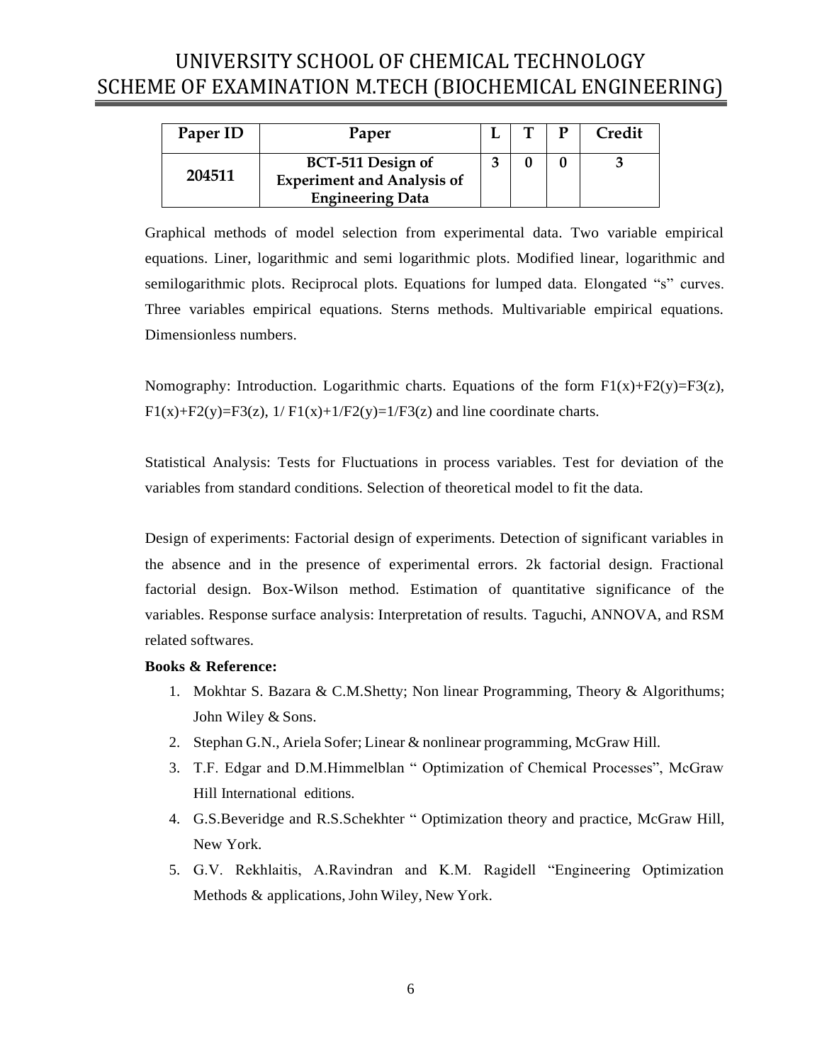# UNIVERSITY SCHOOL OF CHEMICAL TECHNOLOGY
## SCHEME OF EXAMINATION M.TECH (BIOCHEMICAL ENGINEERING)

| Paper ID | Paper | L | T | P | Credit |
|---|---|---|---|---|---|
| **204511** | **BCT-511 Design of Experiment and Analysis of Engineering Data** | **3** | **0** | **0** | **3** |

Graphical methods of model selection from experimental data. Two variable empirical equations. Liner, logarithmic and semi logarithmic plots. Modified linear, logarithmic and semilogarithmic plots. Reciprocal plots. Equations for lumped data. Elongated "s" curves. Three variables empirical equations. Sterns methods. Multivariable empirical equations. Dimensionless numbers.

Nomography: Introduction. Logarithmic charts. Equations of the form $F1(x)+F2(y)=F3(z)$, $F1(x)+F2(y)=F3(z)$, $1/ F1(x)+1/F2(y)=1/F3(z)$ and line coordinate charts.

Statistical Analysis: Tests for Fluctuations in process variables. Test for deviation of the variables from standard conditions. Selection of theoretical model to fit the data.

Design of experiments: Factorial design of experiments. Detection of significant variables in the absence and in the presence of experimental errors. 2k factorial design. Fractional factorial design. Box-Wilson method. Estimation of quantitative significance of the variables. Response surface analysis: Interpretation of results. Taguchi, ANNOVA, and RSM related softwares.

**Books & Reference:**

1. Mokhtar S. Bazara & C.M.Shetty; Non linear Programming, Theory & Algorithums; John Wiley & Sons.
2. Stephan G.N., Ariela Sofer; Linear & nonlinear programming, McGraw Hill.
3. T.F. Edgar and D.M.Himmelblan " Optimization of Chemical Processes", McGraw Hill International editions.
4. G.S.Beveridge and R.S.Schekhter " Optimization theory and practice, McGraw Hill, New York.
5. G.V. Rekhlaitis, A.Ravindran and K.M. Ragidell "Engineering Optimization Methods & applications, John Wiley, New York.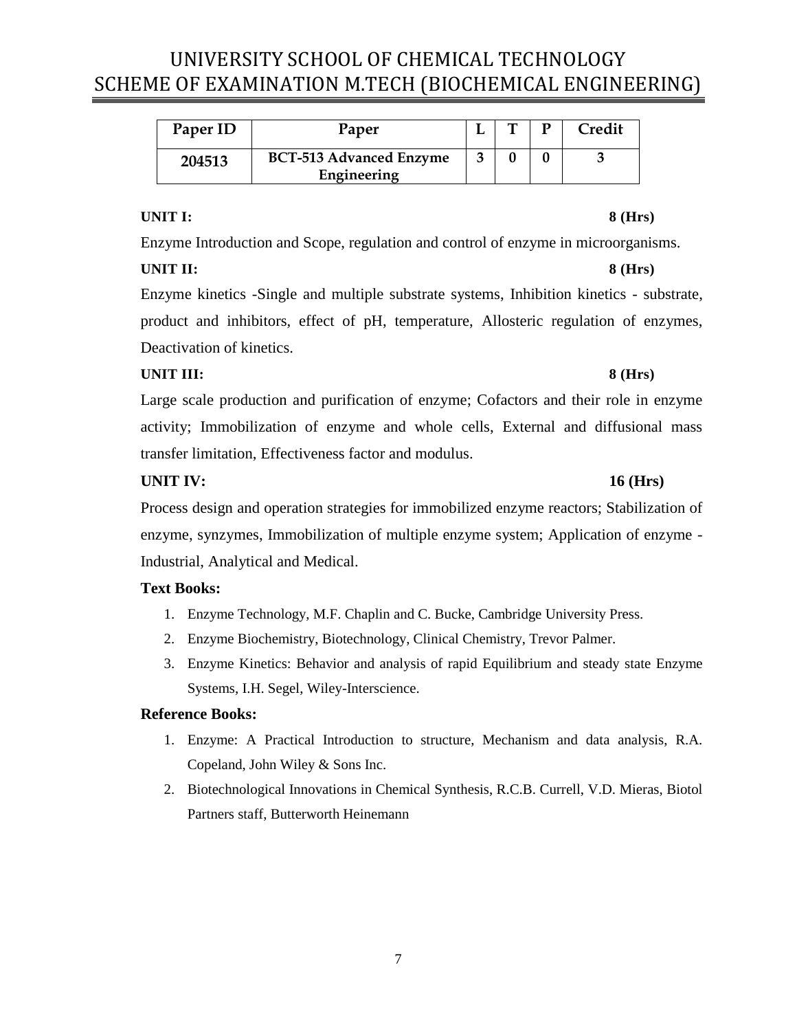# UNIVERSITY SCHOOL OF CHEMICAL TECHNOLOGY
## SCHEME OF EXAMINATION M.TECH (BIOCHEMICAL ENGINEERING)

| Paper ID | Paper | L | T | P | Credit |
|---|---|---|---|---|---|
| 204513 | BCT-513 Advanced Enzyme Engineering | 3 | 0 | 0 | 3 |

**UNIT I: 8 (Hrs)**

Enzyme Introduction and Scope, regulation and control of enzyme in microorganisms.

**UNIT II: 8 (Hrs)**

Enzyme kinetics -Single and multiple substrate systems, Inhibition kinetics - substrate, product and inhibitors, effect of pH, temperature, Allosteric regulation of enzymes, Deactivation of kinetics.

**UNIT III: 8 (Hrs)**

Large scale production and purification of enzyme; Cofactors and their role in enzyme activity; Immobilization of enzyme and whole cells, External and diffusional mass transfer limitation, Effectiveness factor and modulus.

**UNIT IV: 16 (Hrs)**

Process design and operation strategies for immobilized enzyme reactors; Stabilization of enzyme, synzymes, Immobilization of multiple enzyme system; Application of enzyme - Industrial, Analytical and Medical.

**Text Books:**

1. Enzyme Technology, M.F. Chaplin and C. Bucke, Cambridge University Press.
2. Enzyme Biochemistry, Biotechnology, Clinical Chemistry, Trevor Palmer.
3. Enzyme Kinetics: Behavior and analysis of rapid Equilibrium and steady state Enzyme Systems, I.H. Segel, Wiley-Interscience.

**Reference Books:**

1. Enzyme: A Practical Introduction to structure, Mechanism and data analysis, R.A. Copeland, John Wiley & Sons Inc.
2. Biotechnological Innovations in Chemical Synthesis, R.C.B. Currell, V.D. Mieras, Biotol Partners staff, Butterworth Heinemann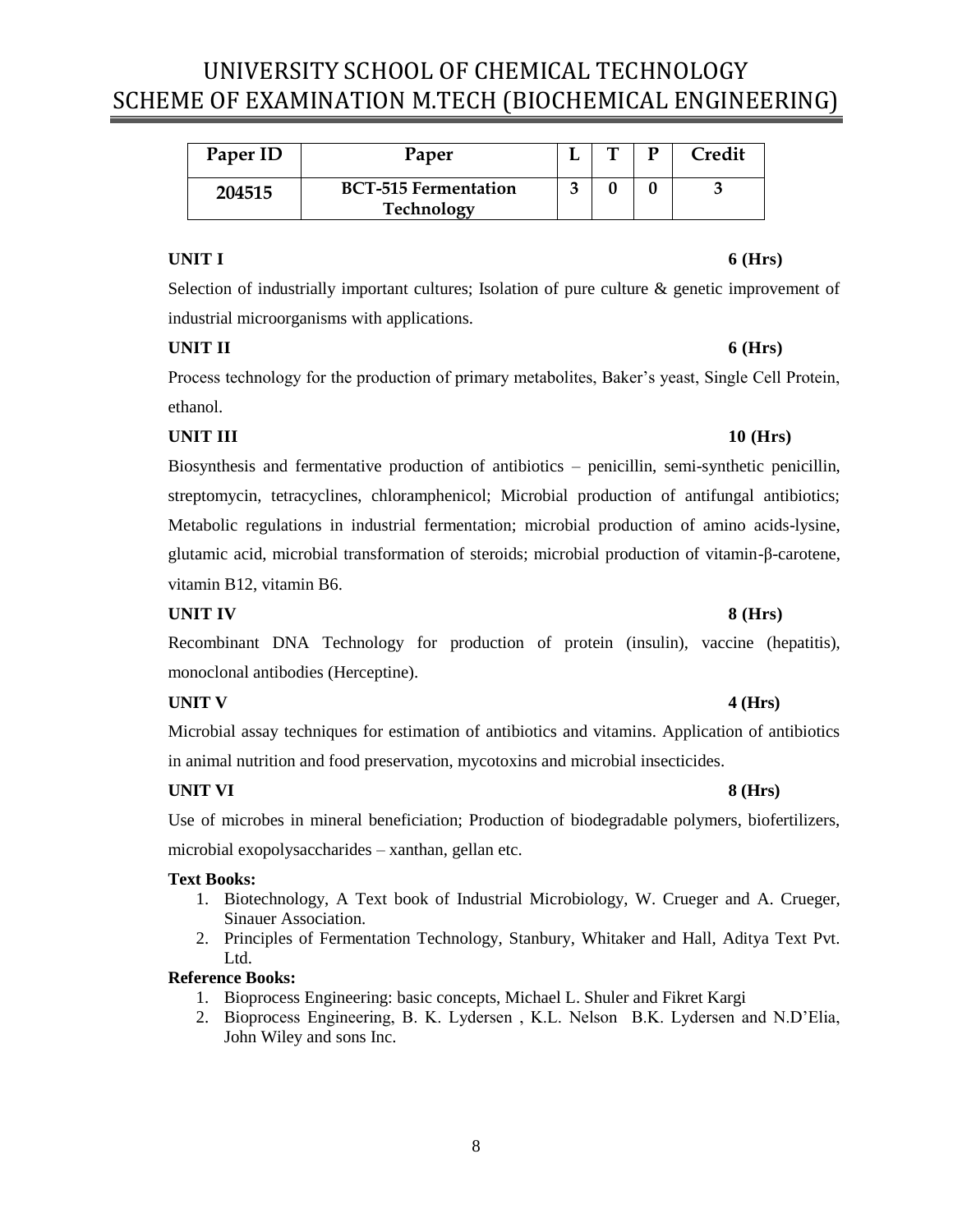# UNIVERSITY SCHOOL OF CHEMICAL TECHNOLOGY
# SCHEME OF EXAMINATION M.TECH (BIOCHEMICAL ENGINEERING)

| Paper ID | Paper | L | T | P | Credit |
|---|---|---|---|---|---|
| 204515 | BCT-515 Fermentation Technology | 3 | 0 | 0 | 3 |

**UNIT I** **6 (Hrs)**

Selection of industrially important cultures; Isolation of pure culture & genetic improvement of industrial microorganisms with applications.

**UNIT II** **6 (Hrs)**

Process technology for the production of primary metabolites, Baker's yeast, Single Cell Protein, ethanol.

**UNIT III** **10 (Hrs)**

Biosynthesis and fermentative production of antibiotics – penicillin, semi-synthetic penicillin, streptomycin, tetracyclines, chloramphenicol; Microbial production of antifungal antibiotics; Metabolic regulations in industrial fermentation; microbial production of amino acids-lysine, glutamic acid, microbial transformation of steroids; microbial production of vitamin-β-carotene, vitamin B12, vitamin B6.

**UNIT IV** **8 (Hrs)**

Recombinant DNA Technology for production of protein (insulin), vaccine (hepatitis), monoclonal antibodies (Herceptine).

**UNIT V** **4 (Hrs)**

Microbial assay techniques for estimation of antibiotics and vitamins. Application of antibiotics in animal nutrition and food preservation, mycotoxins and microbial insecticides.

**UNIT VI** **8 (Hrs)**

Use of microbes in mineral beneficiation; Production of biodegradable polymers, biofertilizers, microbial exopolysaccharides – xanthan, gellan etc.

**Text Books:**

1. Biotechnology, A Text book of Industrial Microbiology, W. Crueger and A. Crueger, Sinauer Association.
2. Principles of Fermentation Technology, Stanbury, Whitaker and Hall, Aditya Text Pvt. Ltd.

**Reference Books:**

1. Bioprocess Engineering: basic concepts, Michael L. Shuler and Fikret Kargi
2. Bioprocess Engineering, B. K. Lydersen , K.L. Nelson B.K. Lydersen and N.D'Elia, John Wiley and sons Inc.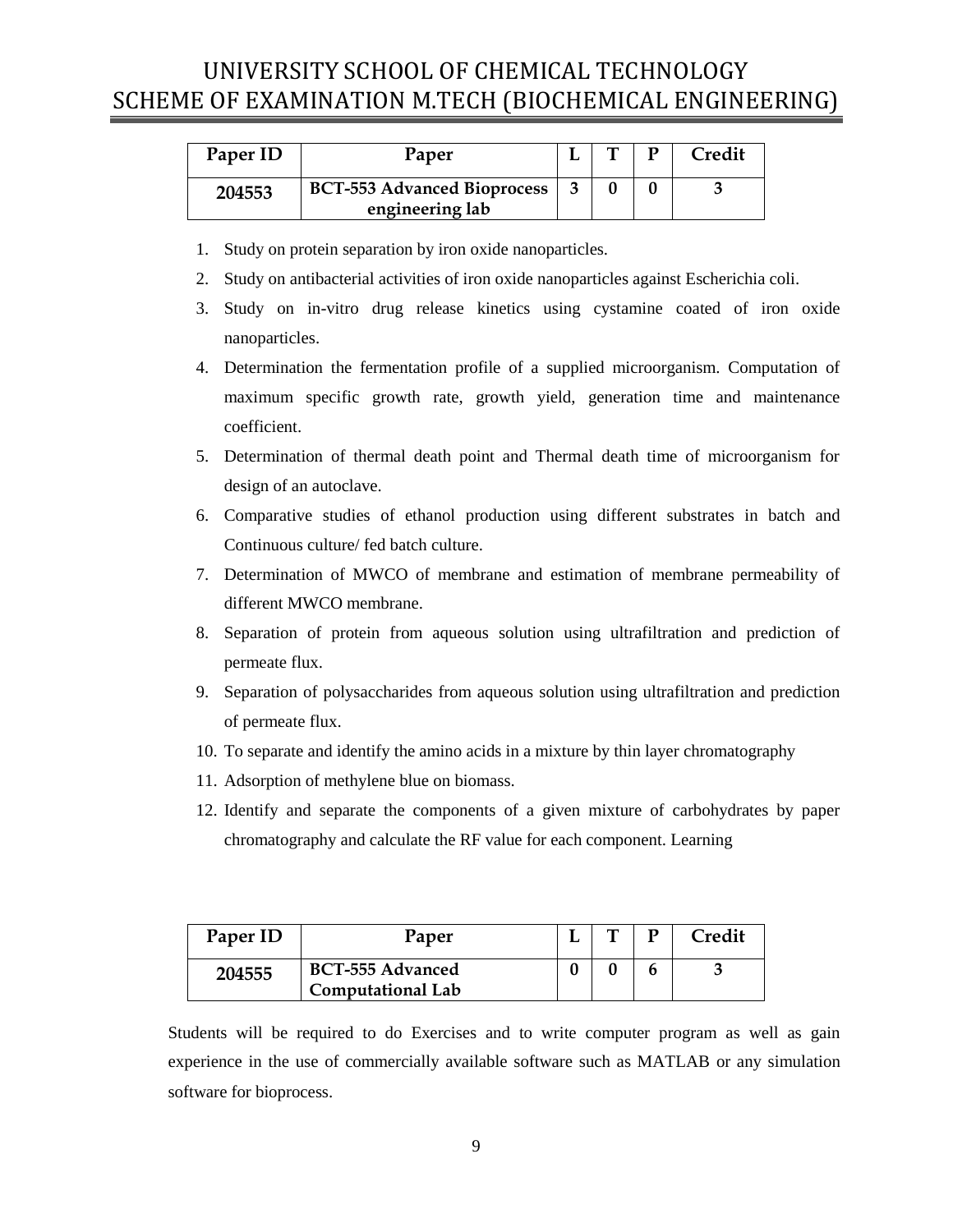# UNIVERSITY SCHOOL OF CHEMICAL TECHNOLOGY
# SCHEME OF EXAMINATION M.TECH (BIOCHEMICAL ENGINEERING)

| Paper ID | Paper | L | T | P | Credit |
|---|---|---|---|---|---|
| 204553 | BCT-553 Advanced Bioprocess engineering lab | 3 | 0 | 0 | 3 |

1. Study on protein separation by iron oxide nanoparticles.
2. Study on antibacterial activities of iron oxide nanoparticles against Escherichia coli.
3. Study on in-vitro drug release kinetics using cystamine coated of iron oxide nanoparticles.
4. Determination the fermentation profile of a supplied microorganism. Computation of maximum specific growth rate, growth yield, generation time and maintenance coefficient.
5. Determination of thermal death point and Thermal death time of microorganism for design of an autoclave.
6. Comparative studies of ethanol production using different substrates in batch and Continuous culture/ fed batch culture.
7. Determination of MWCO of membrane and estimation of membrane permeability of different MWCO membrane.
8. Separation of protein from aqueous solution using ultrafiltration and prediction of permeate flux.
9. Separation of polysaccharides from aqueous solution using ultrafiltration and prediction of permeate flux.
10. To separate and identify the amino acids in a mixture by thin layer chromatography
11. Adsorption of methylene blue on biomass.
12. Identify and separate the components of a given mixture of carbohydrates by paper chromatography and calculate the RF value for each component. Learning

| Paper ID | Paper | L | T | P | Credit |
|---|---|---|---|---|---|
| 204555 | BCT-555 Advanced Computational Lab | 0 | 0 | 6 | 3 |

Students will be required to do Exercises and to write computer program as well as gain experience in the use of commercially available software such as MATLAB or any simulation software for bioprocess.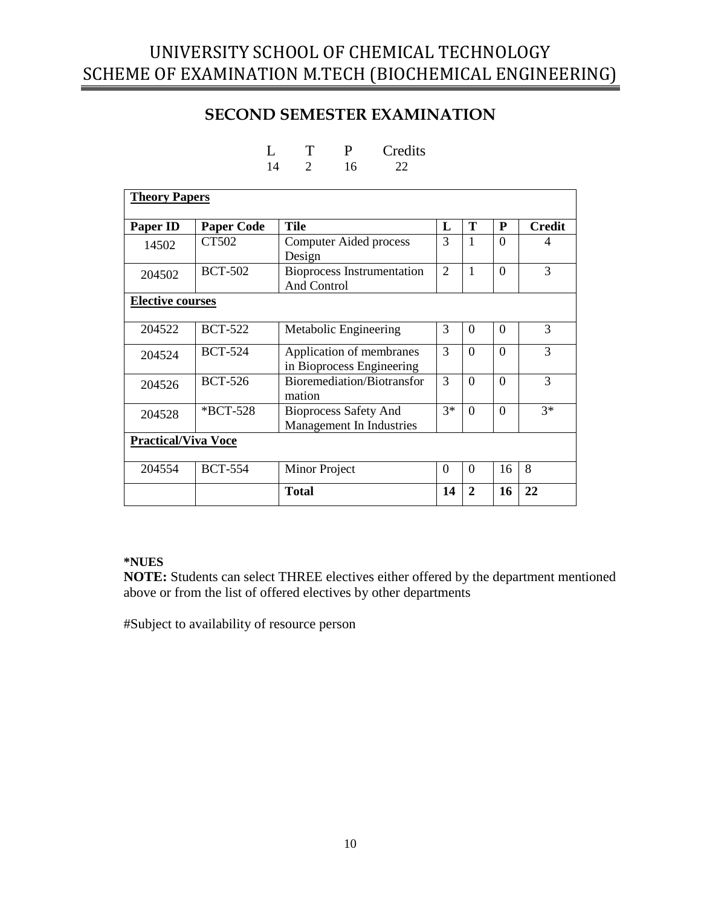# UNIVERSITY SCHOOL OF CHEMICAL TECHNOLOGY
# SCHEME OF EXAMINATION M.TECH (BIOCHEMICAL ENGINEERING)

## SECOND SEMESTER EXAMINATION

| L | T | P | Credits |
|---|---|---|---|
| 14 | 2 | 16 | 22 |

| Paper ID | Paper Code | Tile | L | T | P | Credit |
|---|---|---|---|---|---|---|
| **Theory Papers** | | | | | | |
| 14502 | CT502 | Computer Aided process Design | 3 | 1 | 0 | 4 |
| 204502 | BCT-502 | Bioprocess Instrumentation And Control | 2 | 1 | 0 | 3 |
| **Elective courses** | | | | | | |
| 204522 | BCT-522 | Metabolic Engineering | 3 | 0 | 0 | 3 |
| 204524 | BCT-524 | Application of membranes in Bioprocess Engineering | 3 | 0 | 0 | 3 |
| 204526 | BCT-526 | Bioremediation/Biotransformation | 3 | 0 | 0 | 3 |
| 204528 | *BCT-528 | Bioprocess Safety And Management In Industries | 3* | 0 | 0 | 3* |
| **Practical/Viva Voce** | | | | | | |
| 204554 | BCT-554 | Minor Project | 0 | 0 | 16 | 8 |
| | | **Total** | **14** | **2** | **16** | **22** |

**\*NUES**

**NOTE:** Students can select THREE electives either offered by the department mentioned above or from the list of offered electives by other departments

#Subject to availability of resource person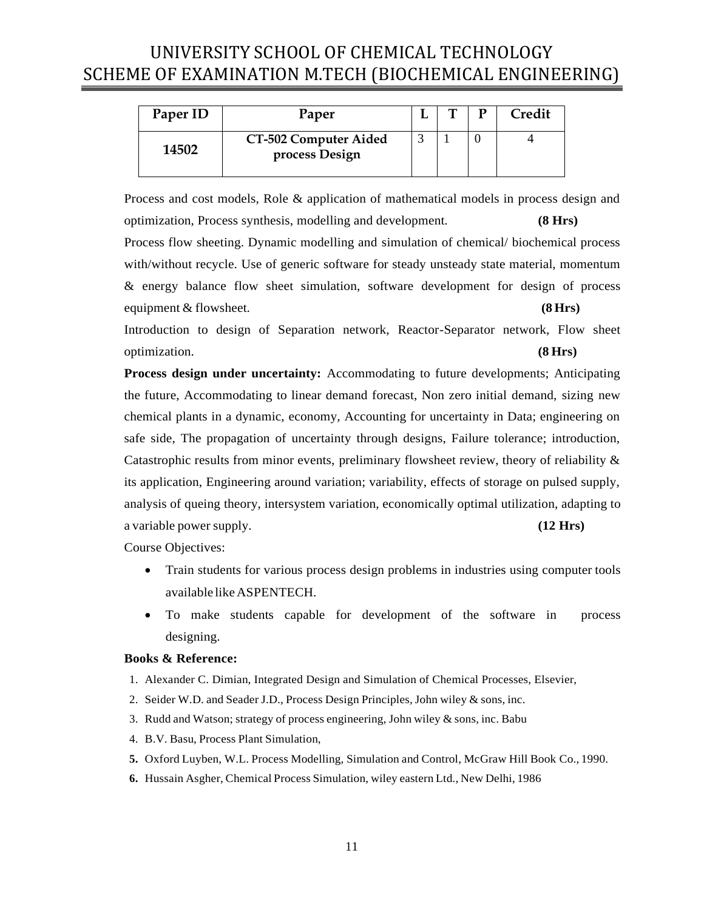# UNIVERSITY SCHOOL OF CHEMICAL TECHNOLOGY
# SCHEME OF EXAMINATION M.TECH (BIOCHEMICAL ENGINEERING)

| Paper ID | Paper | L | T | P | Credit |
|---|---|---|---|---|---|
| **14502** | **CT-502 Computer Aided process Design** | 3 | 1 | 0 | 4 |

Process and cost models, Role & application of mathematical models in process design and optimization, Process synthesis, modelling and development. **(8 Hrs)**

Process flow sheeting. Dynamic modelling and simulation of chemical/ biochemical process with/without recycle. Use of generic software for steady unsteady state material, momentum & energy balance flow sheet simulation, software development for design of process equipment & flowsheet. **(8 Hrs)**

Introduction to design of Separation network, Reactor-Separator network, Flow sheet optimization. **(8 Hrs)**

**Process design under uncertainty:** Accommodating to future developments; Anticipating the future, Accommodating to linear demand forecast, Non zero initial demand, sizing new chemical plants in a dynamic, economy, Accounting for uncertainty in Data; engineering on safe side, The propagation of uncertainty through designs, Failure tolerance; introduction, Catastrophic results from minor events, preliminary flowsheet review, theory of reliability & its application, Engineering around variation; variability, effects of storage on pulsed supply, analysis of queing theory, intersystem variation, economically optimal utilization, adapting to a variable power supply. **(12 Hrs)**

Course Objectives:

- Train students for various process design problems in industries using computer tools available like ASPENTECH.
- To make students capable for development of the software in process designing.

**Books & Reference:**

1. Alexander C. Dimian, Integrated Design and Simulation of Chemical Processes, Elsevier,
2. Seider W.D. and Seader J.D., Process Design Principles, John wiley & sons, inc.
3. Rudd and Watson; strategy of process engineering, John wiley & sons, inc. Babu
4. B.V. Basu, Process Plant Simulation,
5. Oxford Luyben, W.L. Process Modelling, Simulation and Control, McGraw Hill Book Co., 1990.
6. Hussain Asgher, Chemical Process Simulation, wiley eastern Ltd., New Delhi, 1986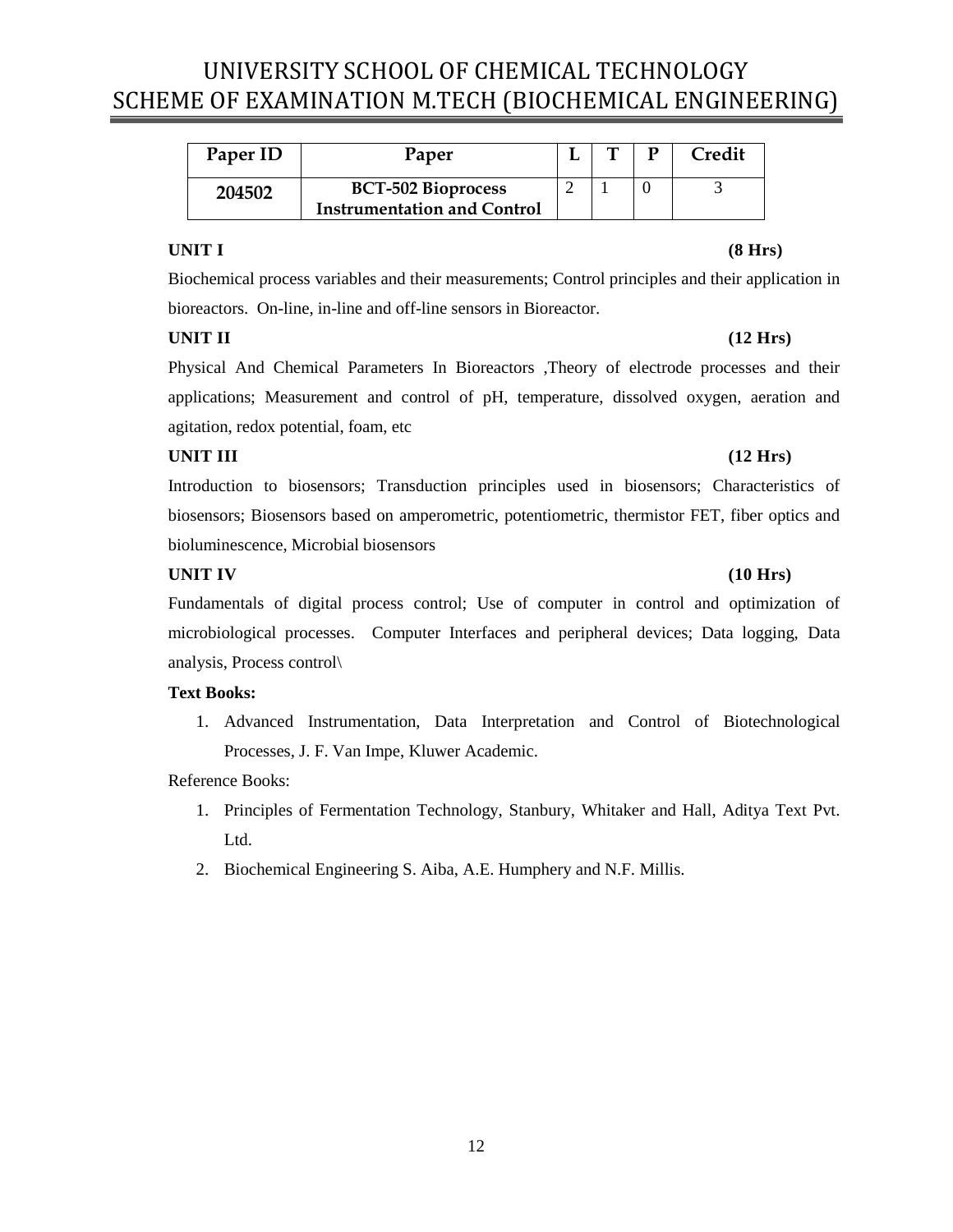# UNIVERSITY SCHOOL OF CHEMICAL TECHNOLOGY
## SCHEME OF EXAMINATION M.TECH (BIOCHEMICAL ENGINEERING)

| Paper ID | Paper | L | T | P | Credit |
|---|---|---|---|---|---|
| 204502 | BCT-502 Bioprocess Instrumentation and Control | 2 | 1 | 0 | 3 |

**UNIT I** **(8 Hrs)**

Biochemical process variables and their measurements; Control principles and their application in bioreactors. On-line, in-line and off-line sensors in Bioreactor.

**UNIT II** **(12 Hrs)**

Physical And Chemical Parameters In Bioreactors ,Theory of electrode processes and their applications; Measurement and control of pH, temperature, dissolved oxygen, aeration and agitation, redox potential, foam, etc

**UNIT III** **(12 Hrs)**

Introduction to biosensors; Transduction principles used in biosensors; Characteristics of biosensors; Biosensors based on amperometric, potentiometric, thermistor FET, fiber optics and bioluminescence, Microbial biosensors

**UNIT IV** **(10 Hrs)**

Fundamentals of digital process control; Use of computer in control and optimization of microbiological processes. Computer Interfaces and peripheral devices; Data logging, Data analysis, Process control\

**Text Books:**

1. Advanced Instrumentation, Data Interpretation and Control of Biotechnological Processes, J. F. Van Impe, Kluwer Academic.

Reference Books:

1. Principles of Fermentation Technology, Stanbury, Whitaker and Hall, Aditya Text Pvt. Ltd.
2. Biochemical Engineering S. Aiba, A.E. Humphery and N.F. Millis.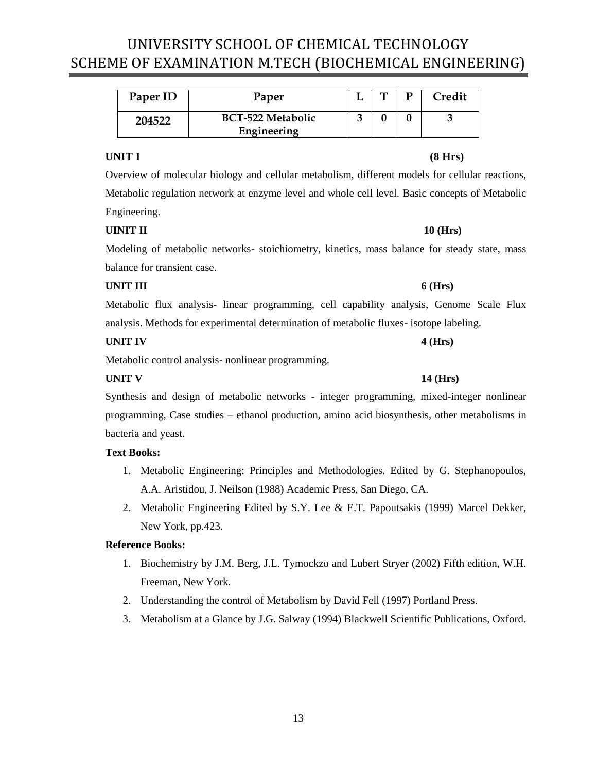# UNIVERSITY SCHOOL OF CHEMICAL TECHNOLOGY
# SCHEME OF EXAMINATION M.TECH (BIOCHEMICAL ENGINEERING)

| Paper ID | Paper | L | T | P | Credit |
|---|---|---|---|---|---|
| 204522 | BCT-522 Metabolic Engineering | 3 | 0 | 0 | 3 |

**UNIT I** **(8 Hrs)**

Overview of molecular biology and cellular metabolism, different models for cellular reactions, Metabolic regulation network at enzyme level and whole cell level. Basic concepts of Metabolic Engineering.

**UINIT II** **10 (Hrs)**

Modeling of metabolic networks- stoichiometry, kinetics, mass balance for steady state, mass balance for transient case.

**UNIT III** **6 (Hrs)**

Metabolic flux analysis- linear programming, cell capability analysis, Genome Scale Flux analysis. Methods for experimental determination of metabolic fluxes- isotope labeling.

**UNIT IV** **4 (Hrs)**

Metabolic control analysis- nonlinear programming.

**UNIT V** **14 (Hrs)**

Synthesis and design of metabolic networks - integer programming, mixed-integer nonlinear programming, Case studies – ethanol production, amino acid biosynthesis, other metabolisms in bacteria and yeast.

**Text Books:**

1. Metabolic Engineering: Principles and Methodologies. Edited by G. Stephanopoulos, A.A. Aristidou, J. Neilson (1988) Academic Press, San Diego, CA.
2. Metabolic Engineering Edited by S.Y. Lee & E.T. Papoutsakis (1999) Marcel Dekker, New York, pp.423.

**Reference Books:**

1. Biochemistry by J.M. Berg, J.L. Tymockzo and Lubert Stryer (2002) Fifth edition, W.H. Freeman, New York.
2. Understanding the control of Metabolism by David Fell (1997) Portland Press.
3. Metabolism at a Glance by J.G. Salway (1994) Blackwell Scientific Publications, Oxford.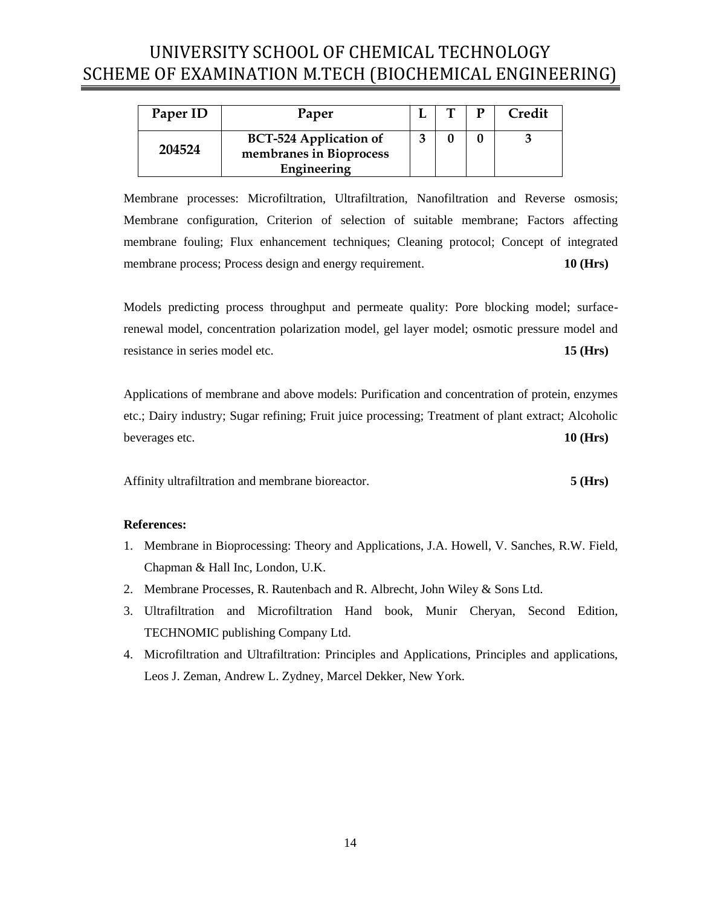# UNIVERSITY SCHOOL OF CHEMICAL TECHNOLOGY
# SCHEME OF EXAMINATION M.TECH (BIOCHEMICAL ENGINEERING)

| Paper ID | Paper | L | T | P | Credit |
|---|---|---|---|---|---|
| **204524** | **BCT-524 Application of membranes in Bioprocess Engineering** | **3** | **0** | **0** | **3** |

Membrane processes: Microfiltration, Ultrafiltration, Nanofiltration and Reverse osmosis; Membrane configuration, Criterion of selection of suitable membrane; Factors affecting membrane fouling; Flux enhancement techniques; Cleaning protocol; Concept of integrated membrane process; Process design and energy requirement. **10 (Hrs)**

Models predicting process throughput and permeate quality: Pore blocking model; surface-renewal model, concentration polarization model, gel layer model; osmotic pressure model and resistance in series model etc. **15 (Hrs)**

Applications of membrane and above models: Purification and concentration of protein, enzymes etc.; Dairy industry; Sugar refining; Fruit juice processing; Treatment of plant extract; Alcoholic beverages etc. **10 (Hrs)**

Affinity ultrafiltration and membrane bioreactor. **5 (Hrs)**

**References:**

1. Membrane in Bioprocessing: Theory and Applications, J.A. Howell, V. Sanches, R.W. Field, Chapman & Hall Inc, London, U.K.
2. Membrane Processes, R. Rautenbach and R. Albrecht, John Wiley & Sons Ltd.
3. Ultrafiltration and Microfiltration Hand book, Munir Cheryan, Second Edition, TECHNOMIC publishing Company Ltd.
4. Microfiltration and Ultrafiltration: Principles and Applications, Principles and applications, Leos J. Zeman, Andrew L. Zydney, Marcel Dekker, New York.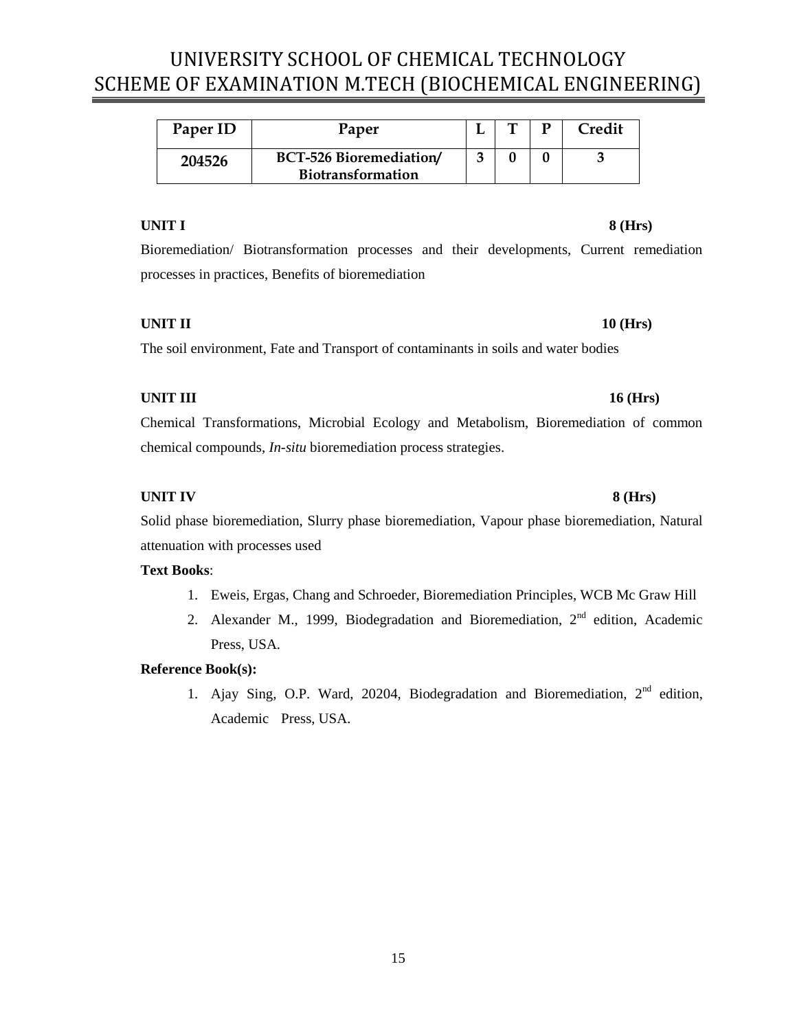# UNIVERSITY SCHOOL OF CHEMICAL TECHNOLOGY
## SCHEME OF EXAMINATION M.TECH (BIOCHEMICAL ENGINEERING)

| Paper ID | Paper | L | T | P | Credit |
|---|---|---|---|---|---|
| **204526** | **BCT-526 Bioremediation/ Biotransformation** | **3** | **0** | **0** | **3** |

**UNIT I** **8 (Hrs)**

Bioremediation/ Biotransformation processes and their developments, Current remediation processes in practices, Benefits of bioremediation

**UNIT II** **10 (Hrs)**

The soil environment, Fate and Transport of contaminants in soils and water bodies

**UNIT III** **16 (Hrs)**

Chemical Transformations, Microbial Ecology and Metabolism, Bioremediation of common chemical compounds, *In-situ* bioremediation process strategies.

**UNIT IV** **8 (Hrs)**

Solid phase bioremediation, Slurry phase bioremediation, Vapour phase bioremediation, Natural attenuation with processes used

**Text Books**:

1. Eweis, Ergas, Chang and Schroeder, Bioremediation Principles, WCB Mc Graw Hill
2. Alexander M., 1999, Biodegradation and Bioremediation, 2nd edition, Academic Press, USA.

**Reference Book(s):**

1. Ajay Sing, O.P. Ward, 20204, Biodegradation and Bioremediation, 2nd edition, Academic Press, USA.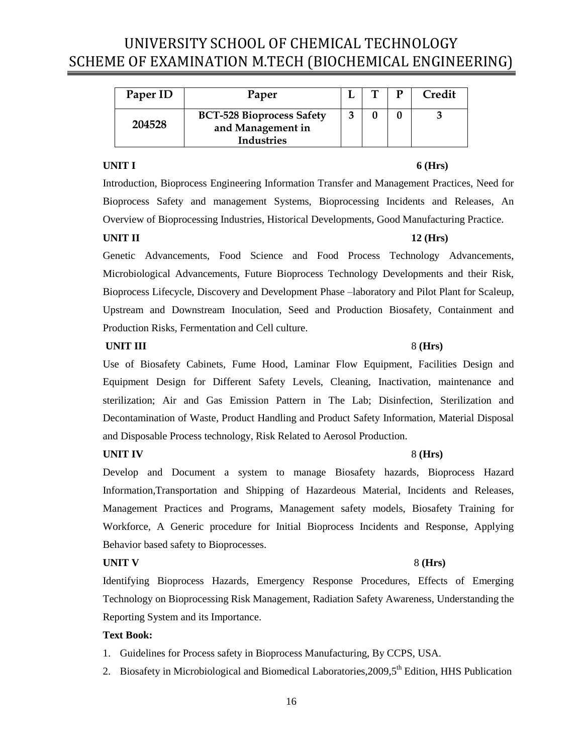# UNIVERSITY SCHOOL OF CHEMICAL TECHNOLOGY
# SCHEME OF EXAMINATION M.TECH (BIOCHEMICAL ENGINEERING)

| Paper ID | Paper | L | T | P | Credit |
|---|---|---|---|---|---|
| 204528 | BCT-528 Bioprocess Safety and Management in Industries | 3 | 0 | 0 | 3 |

**UNIT I** **6 (Hrs)**

Introduction, Bioprocess Engineering Information Transfer and Management Practices, Need for Bioprocess Safety and management Systems, Bioprocessing Incidents and Releases, An Overview of Bioprocessing Industries, Historical Developments, Good Manufacturing Practice.

**UNIT II** **12 (Hrs)**

Genetic Advancements, Food Science and Food Process Technology Advancements, Microbiological Advancements, Future Bioprocess Technology Developments and their Risk, Bioprocess Lifecycle, Discovery and Development Phase –laboratory and Pilot Plant for Scaleup, Upstream and Downstream Inoculation, Seed and Production Biosafety, Containment and Production Risks, Fermentation and Cell culture.

**UNIT III** 8 **(Hrs)**

Use of Biosafety Cabinets, Fume Hood, Laminar Flow Equipment, Facilities Design and Equipment Design for Different Safety Levels, Cleaning, Inactivation, maintenance and sterilization; Air and Gas Emission Pattern in The Lab; Disinfection, Sterilization and Decontamination of Waste, Product Handling and Product Safety Information, Material Disposal and Disposable Process technology, Risk Related to Aerosol Production.

**UNIT IV** 8 **(Hrs)**

Develop and Document a system to manage Biosafety hazards, Bioprocess Hazard Information,Transportation and Shipping of Hazardeous Material, Incidents and Releases, Management Practices and Programs, Management safety models, Biosafety Training for Workforce, A Generic procedure for Initial Bioprocess Incidents and Response, Applying Behavior based safety to Bioprocesses.

**UNIT V** 8 **(Hrs)**

Identifying Bioprocess Hazards, Emergency Response Procedures, Effects of Emerging Technology on Bioprocessing Risk Management, Radiation Safety Awareness, Understanding the Reporting System and its Importance.

**Text Book:**

1. Guidelines for Process safety in Bioprocess Manufacturing, By CCPS, USA.
2. Biosafety in Microbiological and Biomedical Laboratories,2009,5th Edition, HHS Publication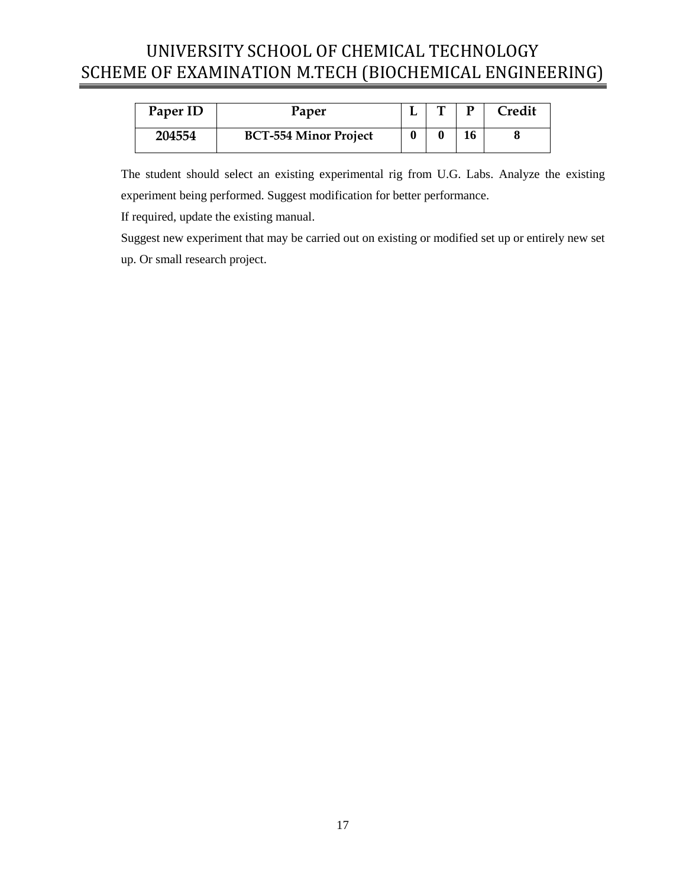| Paper ID | Paper | L | T | P | Credit |
|---|---|---|---|---|---|
| 204554 | BCT-554 Minor Project | 0 | 0 | 16 | 8 |

The student should select an existing experimental rig from U.G. Labs. Analyze the existing experiment being performed. Suggest modification for better performance.

If required, update the existing manual.

Suggest new experiment that may be carried out on existing or modified set up or entirely new set up. Or small research project.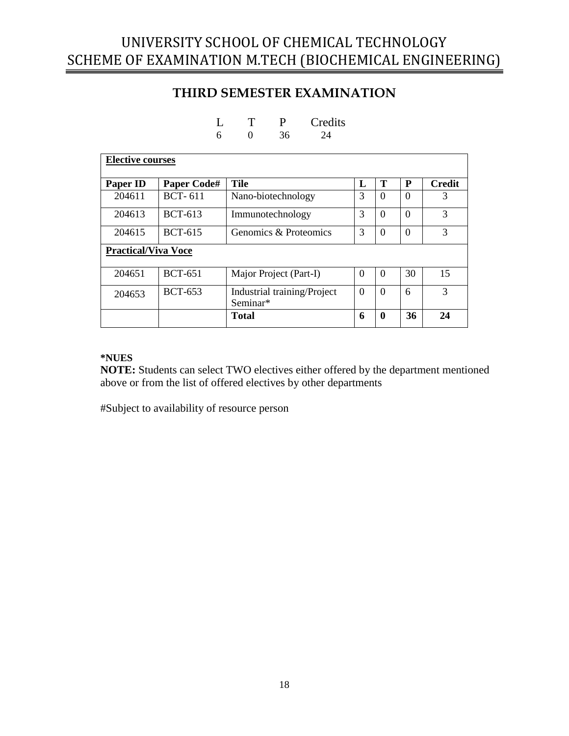# UNIVERSITY SCHOOL OF CHEMICAL TECHNOLOGY
# SCHEME OF EXAMINATION M.TECH (BIOCHEMICAL ENGINEERING)

## THIRD SEMESTER EXAMINATION

| L | T | P | Credits |
|---|---|---|---|
| 6 | 0 | 36 | 24 |

| Paper ID | Paper Code# | Tile | L | T | P | Credit |
|---|---|---|---|---|---|---|
| **Elective courses** | | | | | | |
| 204611 | BCT- 611 | Nano-biotechnology | 3 | 0 | 0 | 3 |
| 204613 | BCT-613 | Immunotechnology | 3 | 0 | 0 | 3 |
| 204615 | BCT-615 | Genomics & Proteomics | 3 | 0 | 0 | 3 |
| **Practical/Viva Voce** | | | | | | |
| 204651 | BCT-651 | Major Project (Part-I) | 0 | 0 | 30 | 15 |
| 204653 | BCT-653 | Industrial training/Project Seminar* | 0 | 0 | 6 | 3 |
| | | **Total** | **6** | **0** | **36** | **24** |

**\*NUES**

**NOTE:** Students can select TWO electives either offered by the department mentioned above or from the list of offered electives by other departments

#Subject to availability of resource person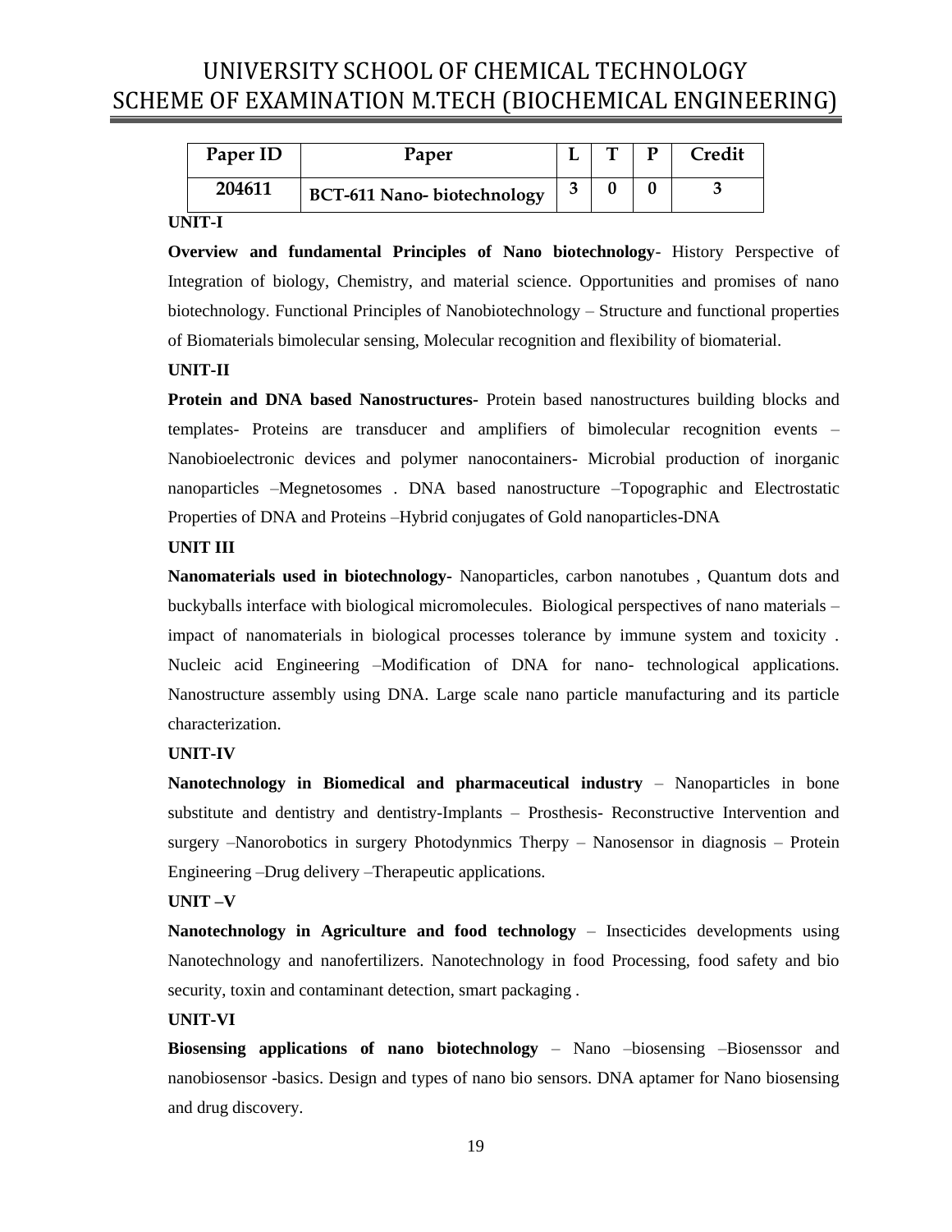| Paper ID | Paper | L | T | P | Credit |
|---|---|---|---|---|---|
| 204611 | BCT-611 Nano- biotechnology | 3 | 0 | 0 | 3 |

**UNIT-I**

**Overview and fundamental Principles of Nano biotechnology**- History Perspective of Integration of biology, Chemistry, and material science. Opportunities and promises of nano biotechnology. Functional Principles of Nanobiotechnology – Structure and functional properties of Biomaterials bimolecular sensing, Molecular recognition and flexibility of biomaterial.

**UNIT-II**

**Protein and DNA based Nanostructures-** Protein based nanostructures building blocks and templates- Proteins are transducer and amplifiers of bimolecular recognition events – Nanobioelectronic devices and polymer nanocontainers- Microbial production of inorganic nanoparticles –Megnetosomes . DNA based nanostructure –Topographic and Electrostatic Properties of DNA and Proteins –Hybrid conjugates of Gold nanoparticles-DNA

**UNIT III**

**Nanomaterials used in biotechnology-** Nanoparticles, carbon nanotubes , Quantum dots and buckyballs interface with biological micromolecules. Biological perspectives of nano materials – impact of nanomaterials in biological processes tolerance by immune system and toxicity . Nucleic acid Engineering –Modification of DNA for nano- technological applications. Nanostructure assembly using DNA. Large scale nano particle manufacturing and its particle characterization.

**UNIT-IV**

**Nanotechnology in Biomedical and pharmaceutical industry** – Nanoparticles in bone substitute and dentistry and dentistry-Implants – Prosthesis- Reconstructive Intervention and surgery –Nanorobotics in surgery Photodynmics Therpy – Nanosensor in diagnosis – Protein Engineering –Drug delivery –Therapeutic applications.

**UNIT –V**

**Nanotechnology in Agriculture and food technology** – Insecticides developments using Nanotechnology and nanofertilizers. Nanotechnology in food Processing, food safety and bio security, toxin and contaminant detection, smart packaging .

**UNIT-VI**

**Biosensing applications of nano biotechnology** – Nano –biosensing –Biosenssor and nanobiosensor -basics. Design and types of nano bio sensors. DNA aptamer for Nano biosensing and drug discovery.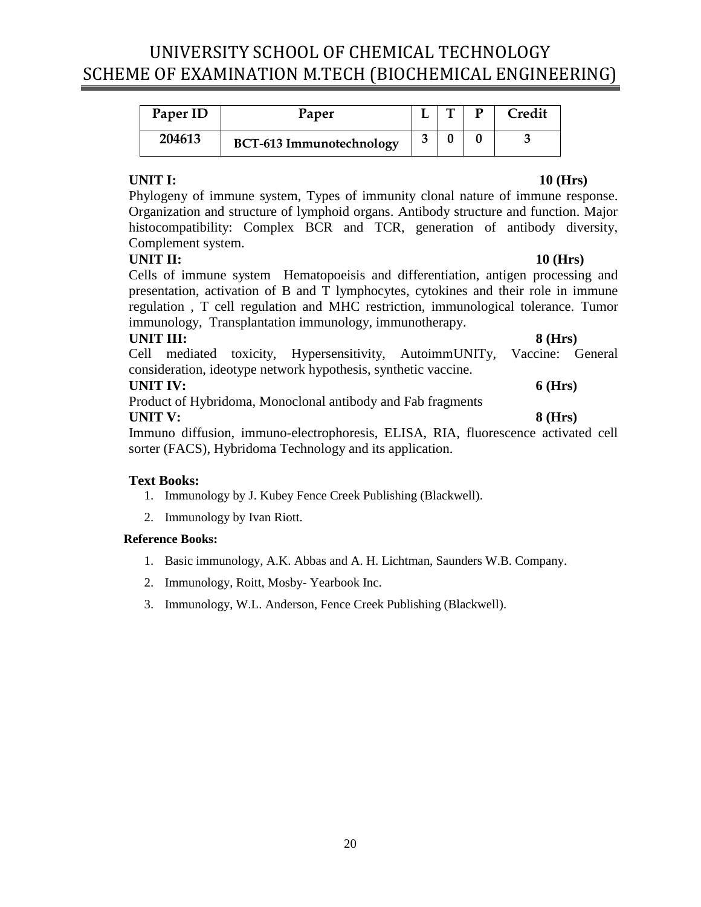# UNIVERSITY SCHOOL OF CHEMICAL TECHNOLOGY
## SCHEME OF EXAMINATION M.TECH (BIOCHEMICAL ENGINEERING)

| Paper ID | Paper | L | T | P | Credit |
|---|---|---|---|---|---|
| 204613 | BCT-613 Immunotechnology | 3 | 0 | 0 | 3 |

**UNIT I: 10 (Hrs)**

Phylogeny of immune system, Types of immunity clonal nature of immune response. Organization and structure of lymphoid organs. Antibody structure and function. Major histocompatibility: Complex BCR and TCR, generation of antibody diversity, Complement system.

**UNIT II: 10 (Hrs)**

Cells of immune system Hematopoeisis and differentiation, antigen processing and presentation, activation of B and T lymphocytes, cytokines and their role in immune regulation , T cell regulation and MHC restriction, immunological tolerance. Tumor immunology, Transplantation immunology, immunotherapy.

**UNIT III: 8 (Hrs)**

Cell mediated toxicity, Hypersensitivity, AutoimmUNITy, Vaccine: General consideration, ideotype network hypothesis, synthetic vaccine.

**UNIT IV: 6 (Hrs)**

Product of Hybridoma, Monoclonal antibody and Fab fragments

**UNIT V: 8 (Hrs)**

Immuno diffusion, immuno-electrophoresis, ELISA, RIA, fluorescence activated cell sorter (FACS), Hybridoma Technology and its application.

**Text Books:**

1. Immunology by J. Kubey Fence Creek Publishing (Blackwell).
2. Immunology by Ivan Riott.

**Reference Books:**

1. Basic immunology, A.K. Abbas and A. H. Lichtman, Saunders W.B. Company.
2. Immunology, Roitt, Mosby- Yearbook Inc.
3. Immunology, W.L. Anderson, Fence Creek Publishing (Blackwell).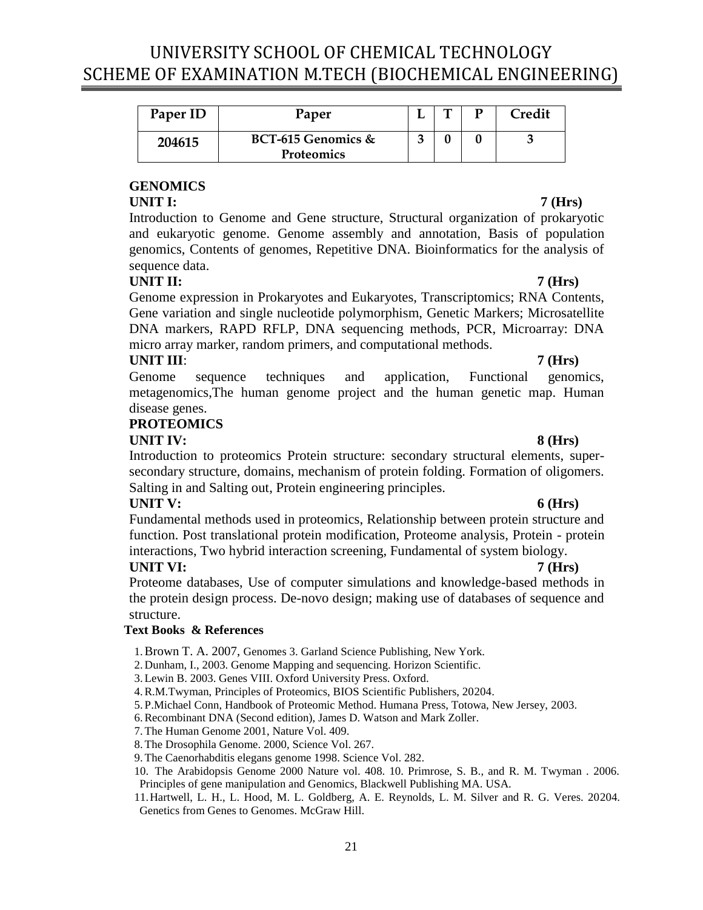# UNIVERSITY SCHOOL OF CHEMICAL TECHNOLOGY
# SCHEME OF EXAMINATION M.TECH (BIOCHEMICAL ENGINEERING)

| Paper ID | Paper | L | T | P | Credit |
|---|---|---|---|---|---|
| 204615 | BCT-615 Genomics & Proteomics | 3 | 0 | 0 | 3 |

## GENOMICS

**UNIT I: 7 (Hrs)**

Introduction to Genome and Gene structure, Structural organization of prokaryotic and eukaryotic genome. Genome assembly and annotation, Basis of population genomics, Contents of genomes, Repetitive DNA. Bioinformatics for the analysis of sequence data.

**UNIT II: 7 (Hrs)**

Genome expression in Prokaryotes and Eukaryotes, Transcriptomics; RNA Contents, Gene variation and single nucleotide polymorphism, Genetic Markers; Microsatellite DNA markers, RAPD RFLP, DNA sequencing methods, PCR, Microarray: DNA micro array marker, random primers, and computational methods.

**UNIT III: 7 (Hrs)**

Genome sequence techniques and application, Functional genomics, metagenomics,The human genome project and the human genetic map. Human disease genes.

## PROTEOMICS

**UNIT IV: 8 (Hrs)**

Introduction to proteomics Protein structure: secondary structural elements, super-secondary structure, domains, mechanism of protein folding. Formation of oligomers. Salting in and Salting out, Protein engineering principles.

**UNIT V: 6 (Hrs)**

Fundamental methods used in proteomics, Relationship between protein structure and function. Post translational protein modification, Proteome analysis, Protein - protein interactions, Two hybrid interaction screening, Fundamental of system biology.

**UNIT VI: 7 (Hrs)**

Proteome databases, Use of computer simulations and knowledge-based methods in the protein design process. De-novo design; making use of databases of sequence and structure.

**Text Books & References**

1. Brown T. A. 2007, Genomes 3. Garland Science Publishing, New York.
2. Dunham, I., 2003. Genome Mapping and sequencing. Horizon Scientific.
3. Lewin B. 2003. Genes VIII. Oxford University Press. Oxford.
4. R.M.Twyman, Principles of Proteomics, BIOS Scientific Publishers, 20204.
5. P.Michael Conn, Handbook of Proteomic Method. Humana Press, Totowa, New Jersey, 2003.
6. Recombinant DNA (Second edition), James D. Watson and Mark Zoller.
7. The Human Genome 2001, Nature Vol. 409.
8. The Drosophila Genome. 2000, Science Vol. 267.
9. The Caenorhabditis elegans genome 1998. Science Vol. 282.
10. The Arabidopsis Genome 2000 Nature vol. 408. 10. Primrose, S. B., and R. M. Twyman . 2006. Principles of gene manipulation and Genomics, Blackwell Publishing MA. USA.
11. Hartwell, L. H., L. Hood, M. L. Goldberg, A. E. Reynolds, L. M. Silver and R. G. Veres. 20204. Genetics from Genes to Genomes. McGraw Hill.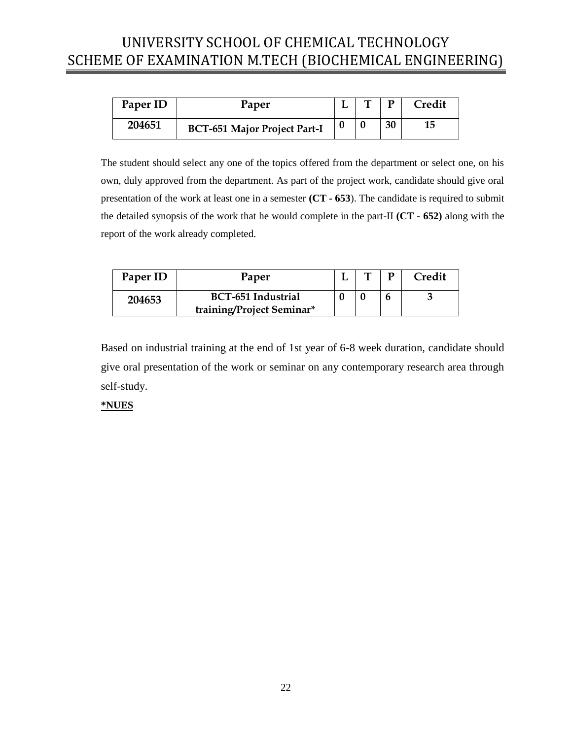| Paper ID | Paper | L | T | P | Credit |
|---|---|---|---|---|---|
| 204651 | BCT-651 Major Project Part-I | 0 | 0 | 30 | 15 |

The student should select any one of the topics offered from the department or select one, on his own, duly approved from the department. As part of the project work, candidate should give oral presentation of the work at least one in a semester **(CT - 653**). The candidate is required to submit the detailed synopsis of the work that he would complete in the part-II **(CT - 652)** along with the report of the work already completed.

| Paper ID | Paper | L | T | P | Credit |
|---|---|---|---|---|---|
| 204653 | BCT-651 Industrial training/Project Seminar* | 0 | 0 | 6 | 3 |

Based on industrial training at the end of 1st year of 6-8 week duration, candidate should give oral presentation of the work or seminar on any contemporary research area through self-study.

***NUES**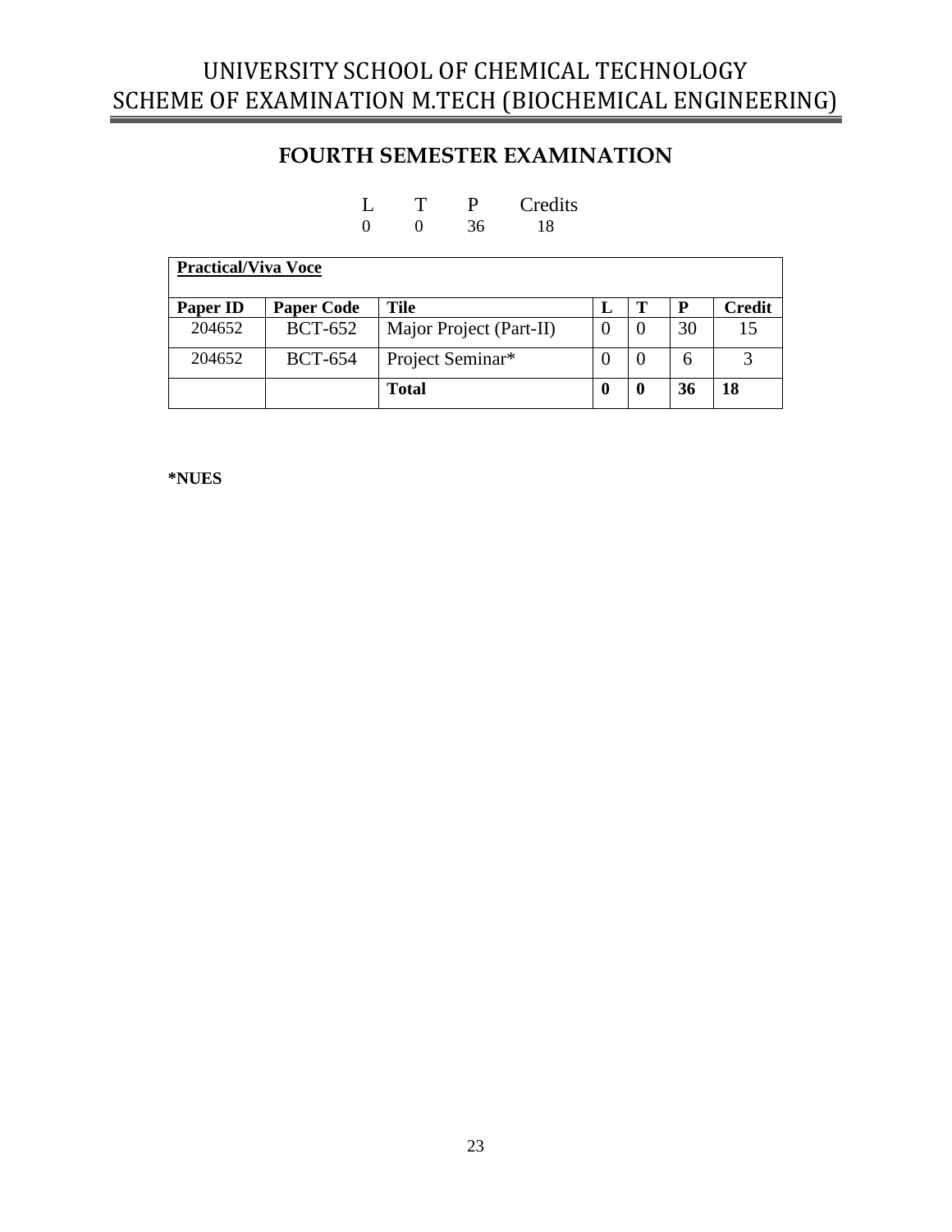# UNIVERSITY SCHOOL OF CHEMICAL TECHNOLOGY
# SCHEME OF EXAMINATION M.TECH (BIOCHEMICAL ENGINEERING)

## FOURTH SEMESTER EXAMINATION

| L | T | P | Credits |
|---|---|---|---|
| 0 | 0 | 36 | 18 |

| **Practical/Viva Voce** | | | | | | |
|---|---|---|---|---|---|---|
| **Paper ID** | **Paper Code** | **Tile** | **L** | **T** | **P** | **Credit** |
| 204652 | BCT-652 | Major Project (Part-II) | 0 | 0 | 30 | 15 |
| 204652 | BCT-654 | Project Seminar* | 0 | 0 | 6 | 3 |
| | | **Total** | **0** | **0** | **36** | **18** |

**\*NUES**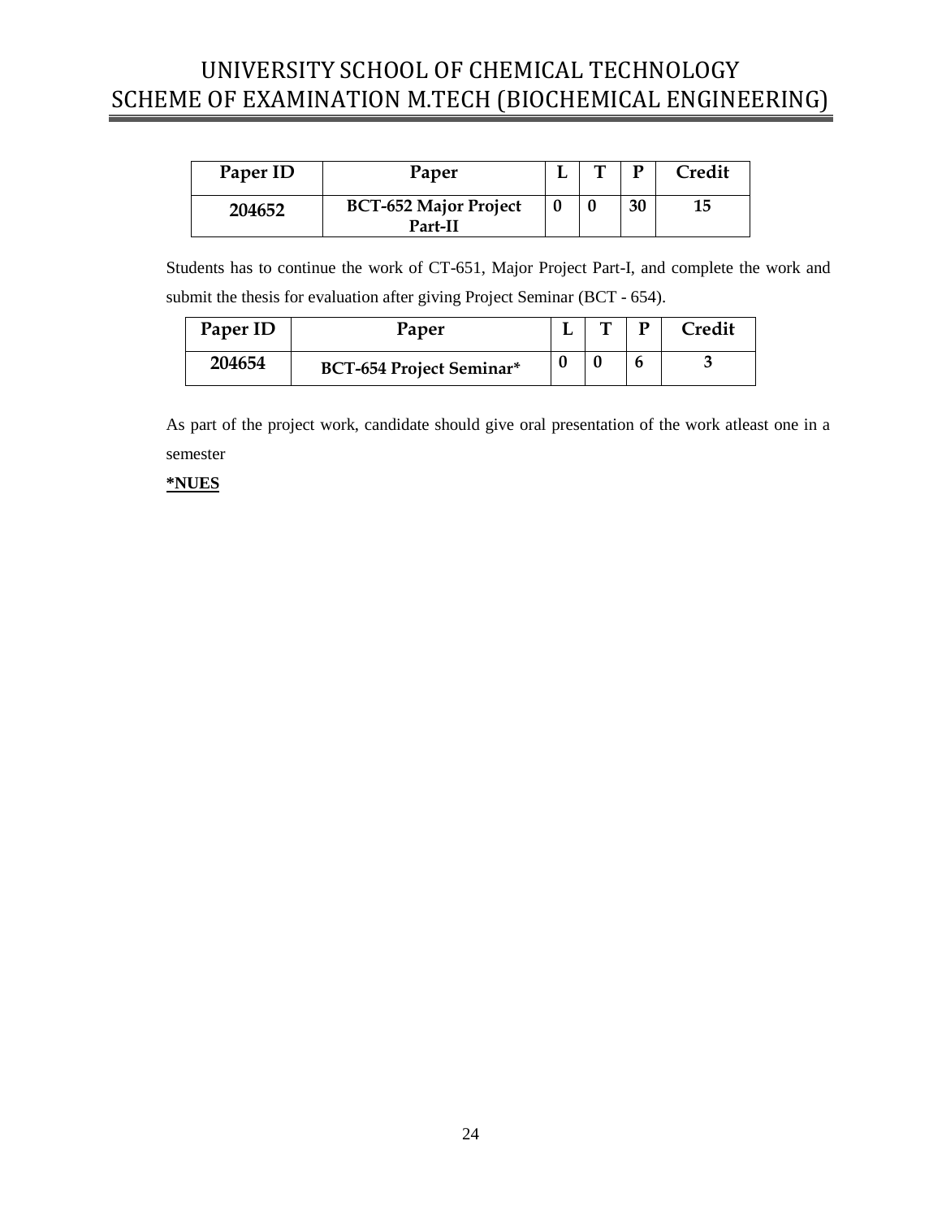| Paper ID | Paper | L | T | P | Credit |
| --- | --- | --- | --- | --- | --- |
| 204652 | BCT-652 Major Project Part-II | 0 | 0 | 30 | 15 |

Students has to continue the work of CT-651, Major Project Part-I, and complete the work and submit the thesis for evaluation after giving Project Seminar (BCT - 654).

| Paper ID | Paper | L | T | P | Credit |
| --- | --- | --- | --- | --- | --- |
| 204654 | BCT-654 Project Seminar* | 0 | 0 | 6 | 3 |

As part of the project work, candidate should give oral presentation of the work atleast one in a semester

**\*NUES**